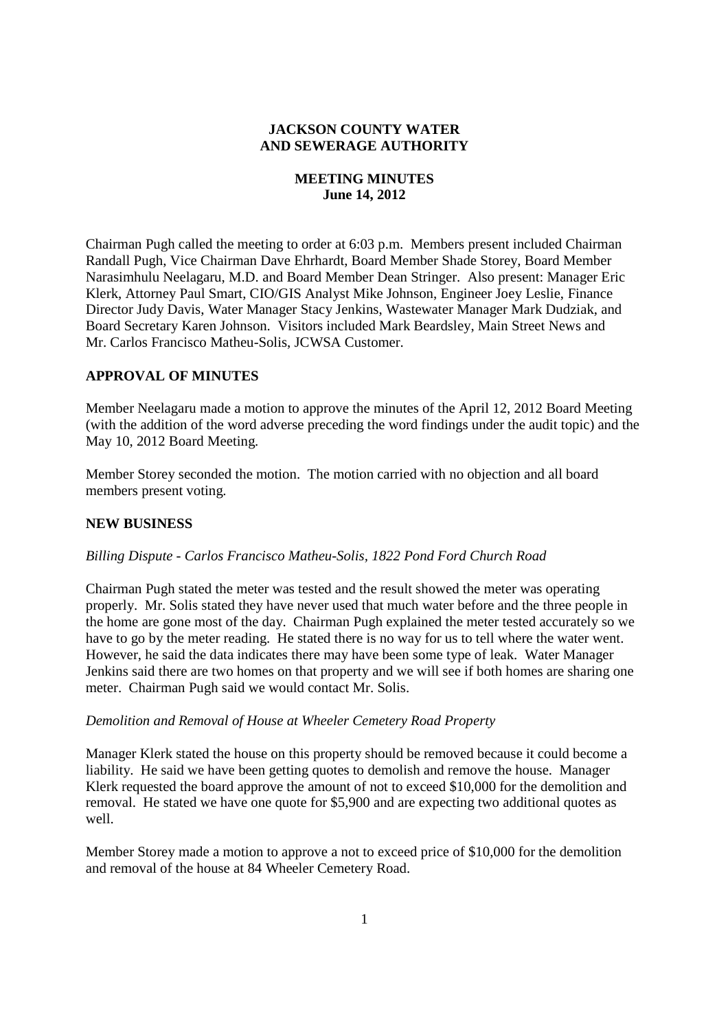# JACKSON COUNTY WATER AND SEWERAGE AUTHORITY

## MEETING MINUTES
**June 14, 2012**

Chairman Pugh called the meeting to order at 6:03 p.m. Members present included Chairman Randall Pugh, Vice Chairman Dave Ehrhardt, Board Member Shade Storey, Board Member Narasimhulu Neelagaru, M.D. and Board Member Dean Stringer. Also present: Manager Eric Klerk, Attorney Paul Smart, CIO/GIS Analyst Mike Johnson, Engineer Joey Leslie, Finance Director Judy Davis, Water Manager Stacy Jenkins, Wastewater Manager Mark Dudziak, and Board Secretary Karen Johnson. Visitors included Mark Beardsley, Main Street News and Mr. Carlos Francisco Matheu-Solis, JCWSA Customer.

### APPROVAL OF MINUTES

Member Neelagaru made a motion to approve the minutes of the April 12, 2012 Board Meeting (with the addition of the word adverse preceding the word findings under the audit topic) and the May 10, 2012 Board Meeting.

Member Storey seconded the motion. The motion carried with no objection and all board members present voting.

### NEW BUSINESS

*Billing Dispute - Carlos Francisco Matheu-Solis, 1822 Pond Ford Church Road*

Chairman Pugh stated the meter was tested and the result showed the meter was operating properly. Mr. Solis stated they have never used that much water before and the three people in the home are gone most of the day. Chairman Pugh explained the meter tested accurately so we have to go by the meter reading. He stated there is no way for us to tell where the water went. However, he said the data indicates there may have been some type of leak. Water Manager Jenkins said there are two homes on that property and we will see if both homes are sharing one meter. Chairman Pugh said we would contact Mr. Solis.

*Demolition and Removal of House at Wheeler Cemetery Road Property*

Manager Klerk stated the house on this property should be removed because it could become a liability. He said we have been getting quotes to demolish and remove the house. Manager Klerk requested the board approve the amount of not to exceed $10,000 for the demolition and removal. He stated we have one quote for $5,900 and are expecting two additional quotes as well.

Member Storey made a motion to approve a not to exceed price of $10,000 for the demolition and removal of the house at 84 Wheeler Cemetery Road.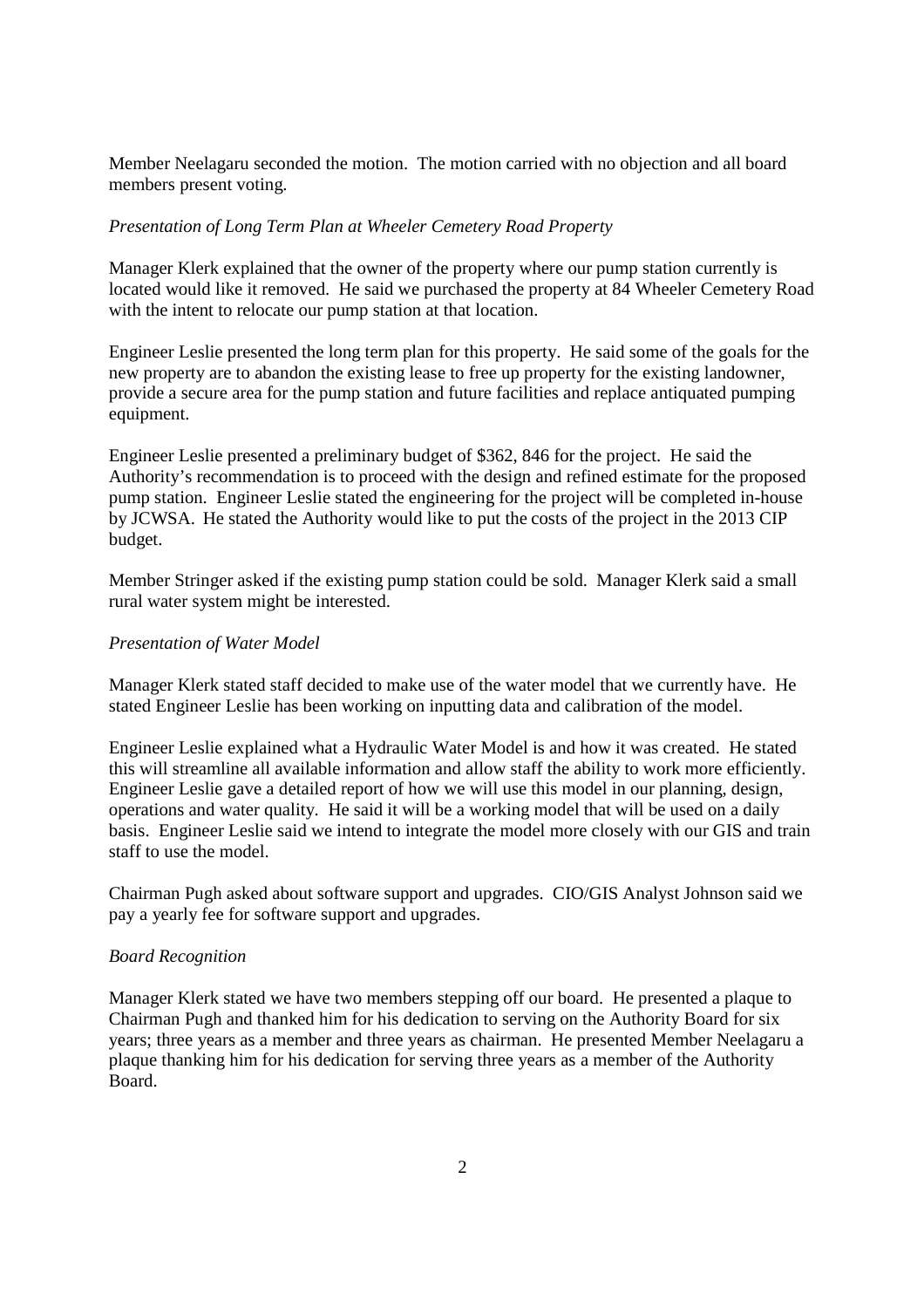Member Neelagaru seconded the motion. The motion carried with no objection and all board members present voting.

*Presentation of Long Term Plan at Wheeler Cemetery Road Property*

Manager Klerk explained that the owner of the property where our pump station currently is located would like it removed. He said we purchased the property at 84 Wheeler Cemetery Road with the intent to relocate our pump station at that location.

Engineer Leslie presented the long term plan for this property. He said some of the goals for the new property are to abandon the existing lease to free up property for the existing landowner, provide a secure area for the pump station and future facilities and replace antiquated pumping equipment.

Engineer Leslie presented a preliminary budget of $362, 846 for the project. He said the Authority's recommendation is to proceed with the design and refined estimate for the proposed pump station. Engineer Leslie stated the engineering for the project will be completed in-house by JCWSA. He stated the Authority would like to put the costs of the project in the 2013 CIP budget.

Member Stringer asked if the existing pump station could be sold. Manager Klerk said a small rural water system might be interested.

*Presentation of Water Model*

Manager Klerk stated staff decided to make use of the water model that we currently have. He stated Engineer Leslie has been working on inputting data and calibration of the model.

Engineer Leslie explained what a Hydraulic Water Model is and how it was created. He stated this will streamline all available information and allow staff the ability to work more efficiently. Engineer Leslie gave a detailed report of how we will use this model in our planning, design, operations and water quality. He said it will be a working model that will be used on a daily basis. Engineer Leslie said we intend to integrate the model more closely with our GIS and train staff to use the model.

Chairman Pugh asked about software support and upgrades. CIO/GIS Analyst Johnson said we pay a yearly fee for software support and upgrades.

*Board Recognition*

Manager Klerk stated we have two members stepping off our board. He presented a plaque to Chairman Pugh and thanked him for his dedication to serving on the Authority Board for six years; three years as a member and three years as chairman. He presented Member Neelagaru a plaque thanking him for his dedication for serving three years as a member of the Authority Board.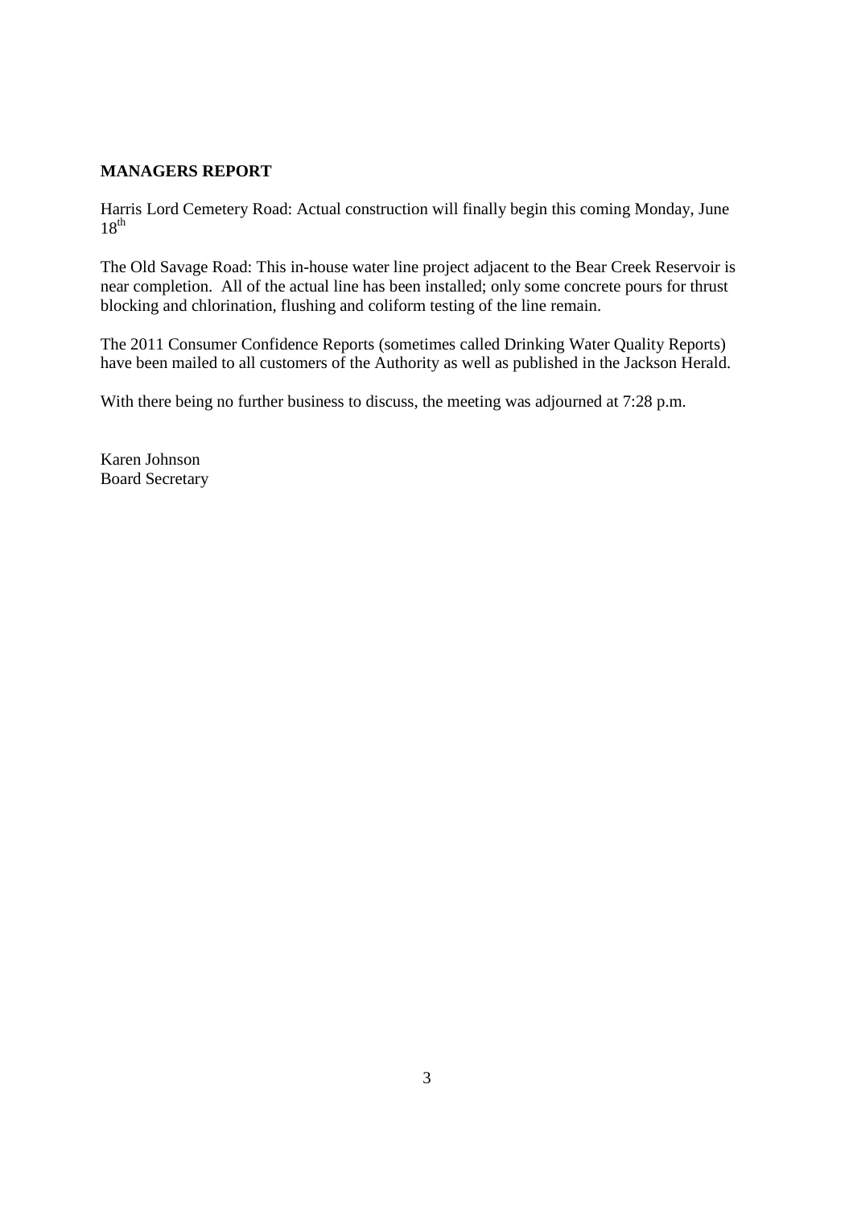**MANAGERS REPORT**

Harris Lord Cemetery Road: Actual construction will finally begin this coming Monday, June 18th

The Old Savage Road: This in-house water line project adjacent to the Bear Creek Reservoir is near completion. All of the actual line has been installed; only some concrete pours for thrust blocking and chlorination, flushing and coliform testing of the line remain.

The 2011 Consumer Confidence Reports (sometimes called Drinking Water Quality Reports) have been mailed to all customers of the Authority as well as published in the Jackson Herald.

With there being no further business to discuss, the meeting was adjourned at 7:28 p.m.

Karen Johnson
Board Secretary